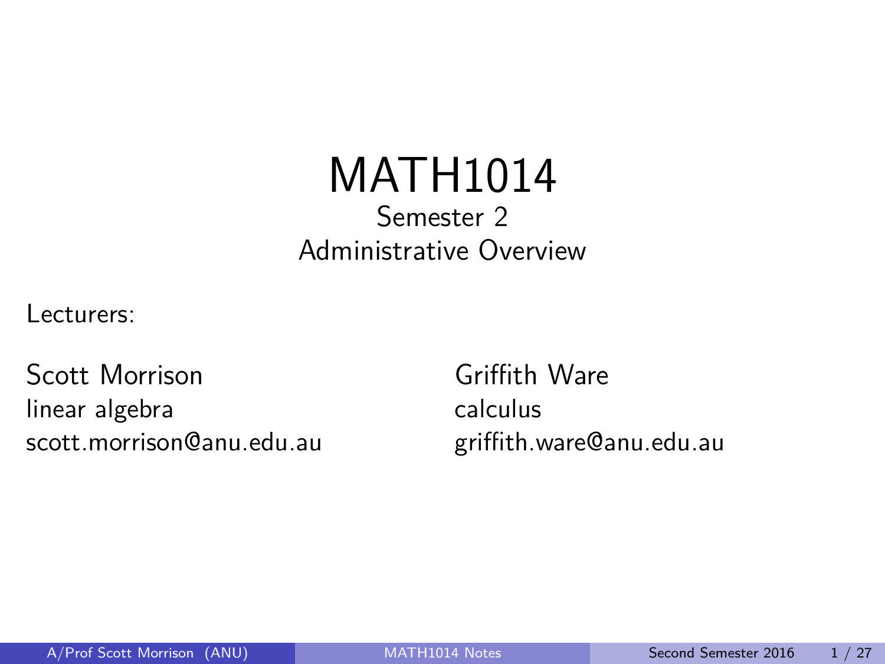# MATH1014

## Semester 2
## Administrative Overview

Lecturers:

Scott Morrison
linear algebra
scott.morrison@anu.edu.au

Griffith Ware
calculus
griffith.ware@anu.edu.au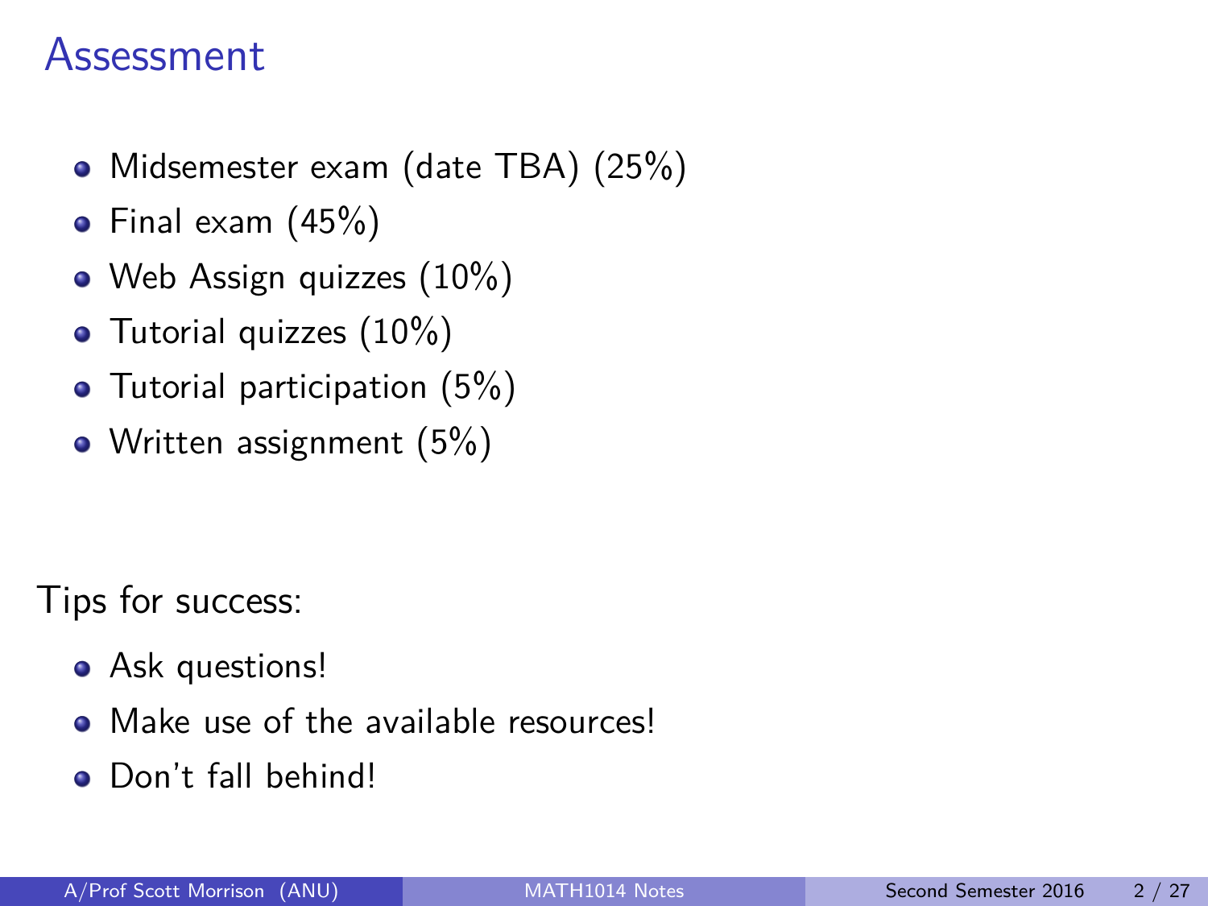# Assessment

- Midsemester exam (date TBA) (25%)
- Final exam (45%)
- Web Assign quizzes (10%)
- Tutorial quizzes (10%)
- Tutorial participation (5%)
- Written assignment (5%)

Tips for success:

- Ask questions!
- Make use of the available resources!
- Don't fall behind!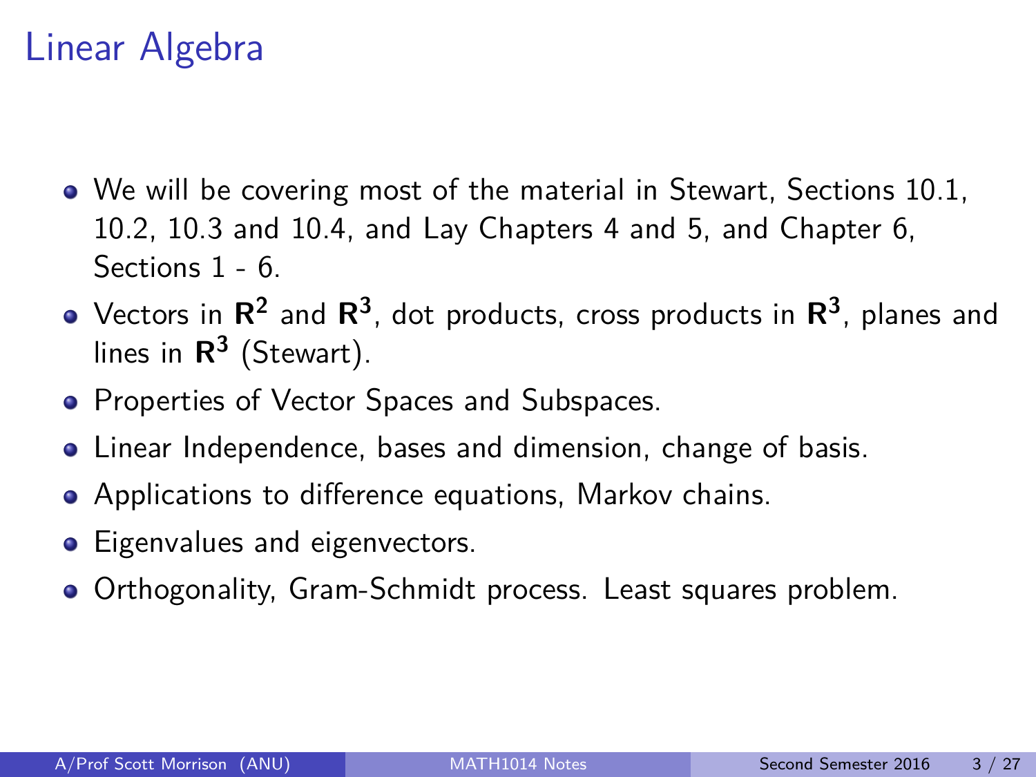# Linear Algebra

- We will be covering most of the material in Stewart, Sections 10.1, 10.2, 10.3 and 10.4, and Lay Chapters 4 and 5, and Chapter 6, Sections 1 - 6.
- Vectors in $\mathbf{R^2}$ and $\mathbf{R^3}$, dot products, cross products in $\mathbf{R^3}$, planes and lines in $\mathbf{R^3}$ (Stewart).
- Properties of Vector Spaces and Subspaces.
- Linear Independence, bases and dimension, change of basis.
- Applications to difference equations, Markov chains.
- Eigenvalues and eigenvectors.
- Orthogonality, Gram-Schmidt process. Least squares problem.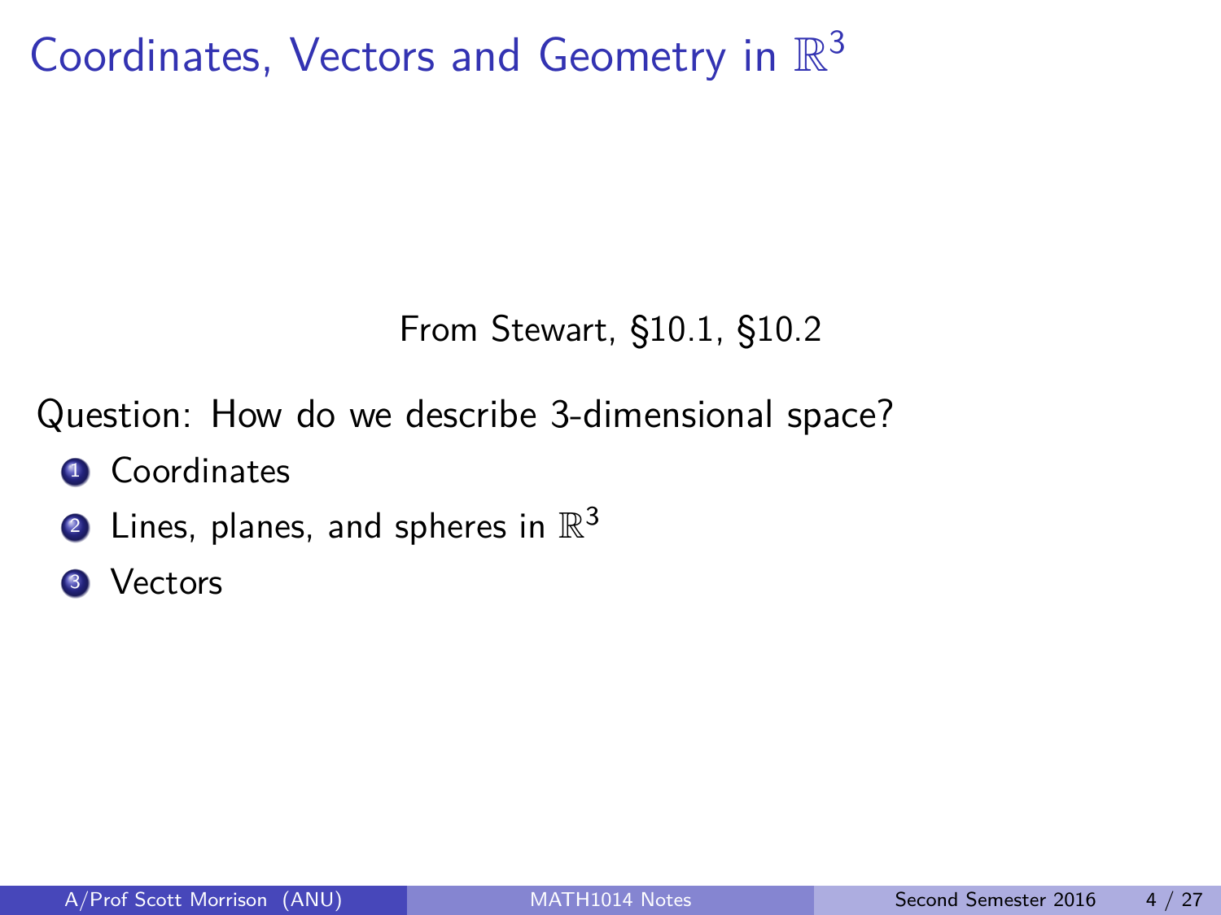# Coordinates, Vectors and Geometry in $\mathbb{R}^3$

From Stewart, §10.1, §10.2

Question: How do we describe 3-dimensional space?

1. Coordinates
2. Lines, planes, and spheres in $\mathbb{R}^3$
3. Vectors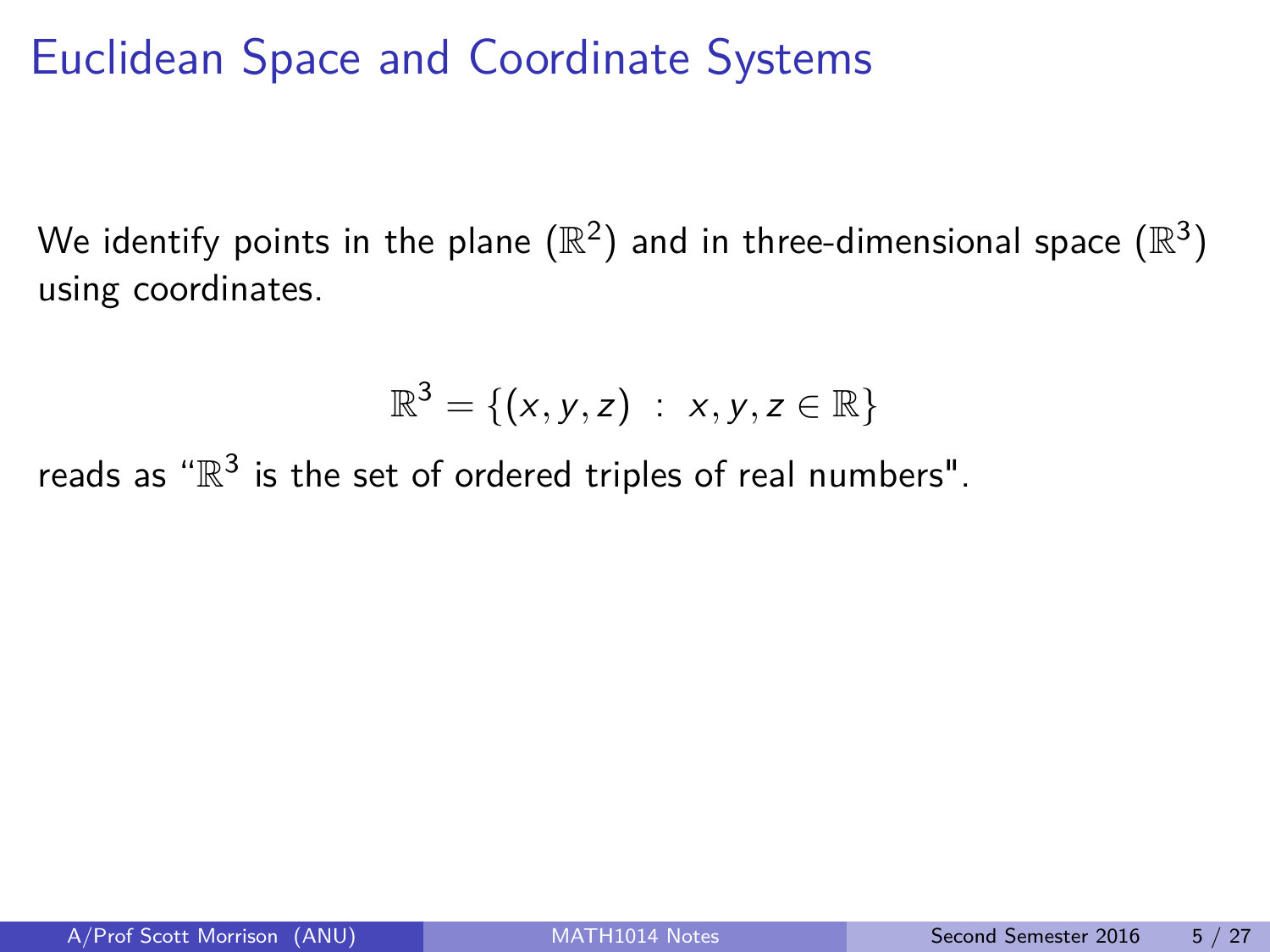# Euclidean Space and Coordinate Systems

We identify points in the plane ($\mathbb{R}^2$) and in three-dimensional space ($\mathbb{R}^3$) using coordinates.

$$\mathbb{R}^3 = \{(x, y, z) \ : \ x, y, z \in \mathbb{R}\}$$

reads as "$\mathbb{R}^3$ is the set of ordered triples of real numbers".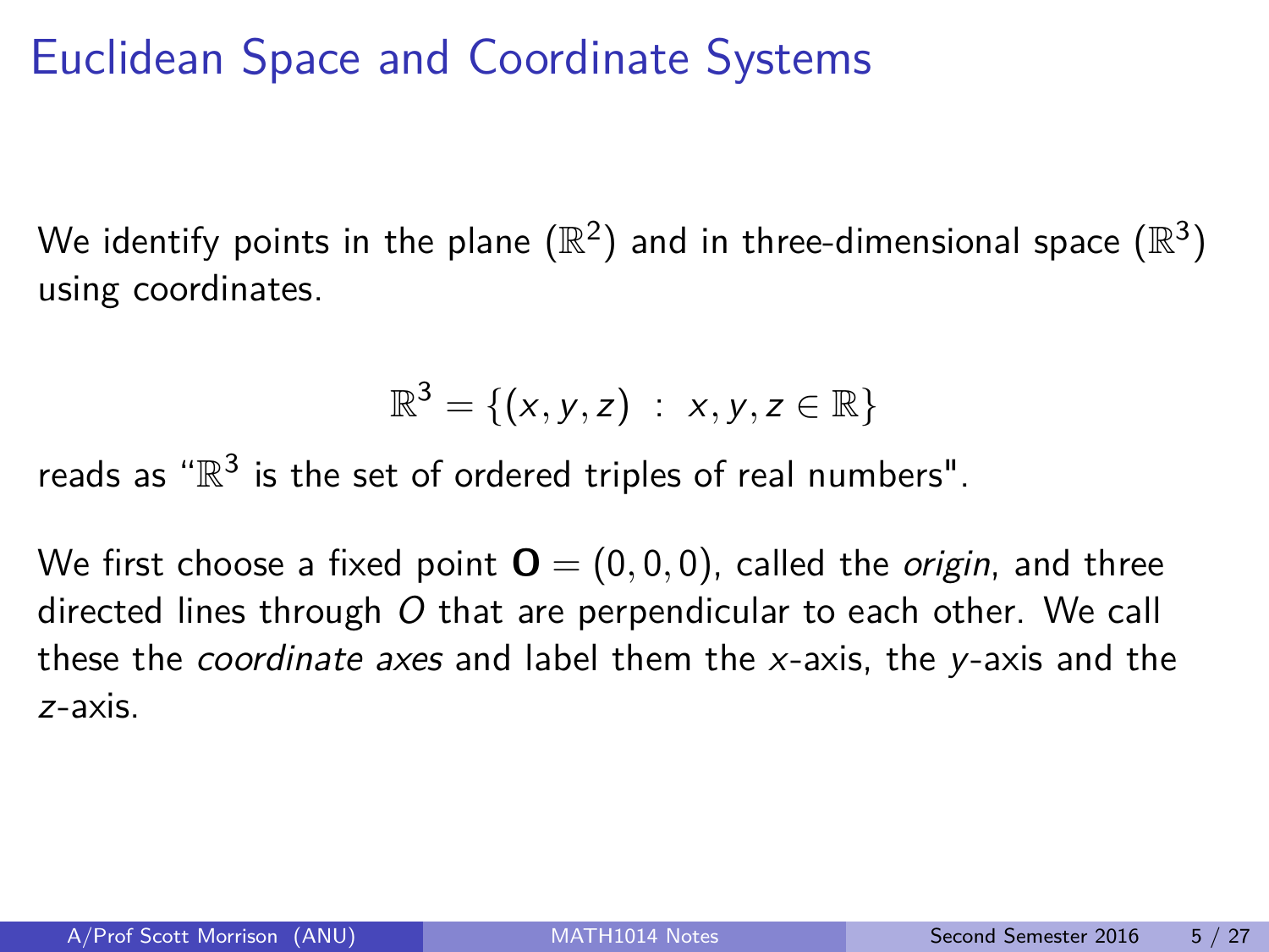# Euclidean Space and Coordinate Systems

We identify points in the plane ($\mathbb{R}^2$) and in three-dimensional space ($\mathbb{R}^3$) using coordinates.

$$\mathbb{R}^3 = \{(x, y, z) \ : \ x, y, z \in \mathbb{R}\}$$

reads as "$\mathbb{R}^3$ is the set of ordered triples of real numbers".

We first choose a fixed point $\mathbf{O} = (0, 0, 0)$, called the *origin*, and three directed lines through $O$ that are perpendicular to each other. We call these the *coordinate axes* and label them the $x$-axis, the $y$-axis and the $z$-axis.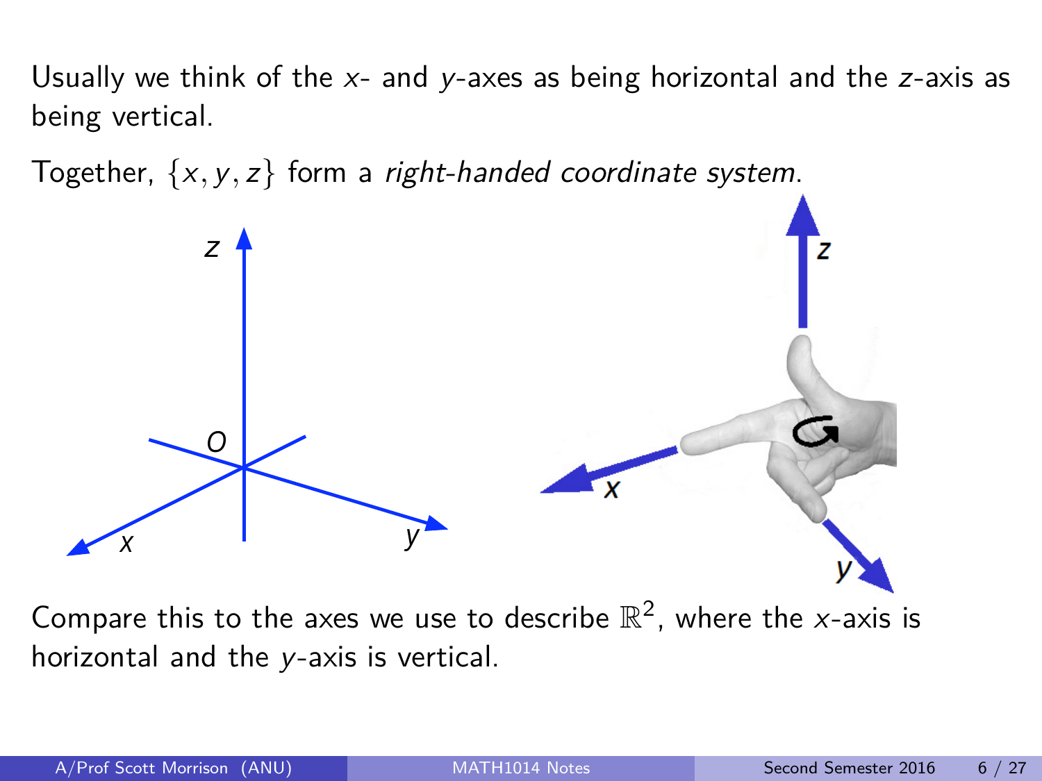Usually we think of the $x$- and $y$-axes as being horizontal and the $z$-axis as being vertical.

Together, $\{x, y, z\}$ form a *right-handed coordinate system*.

Compare this to the axes we use to describe $\mathbb{R}^2$, where the $x$-axis is horizontal and the $y$-axis is vertical.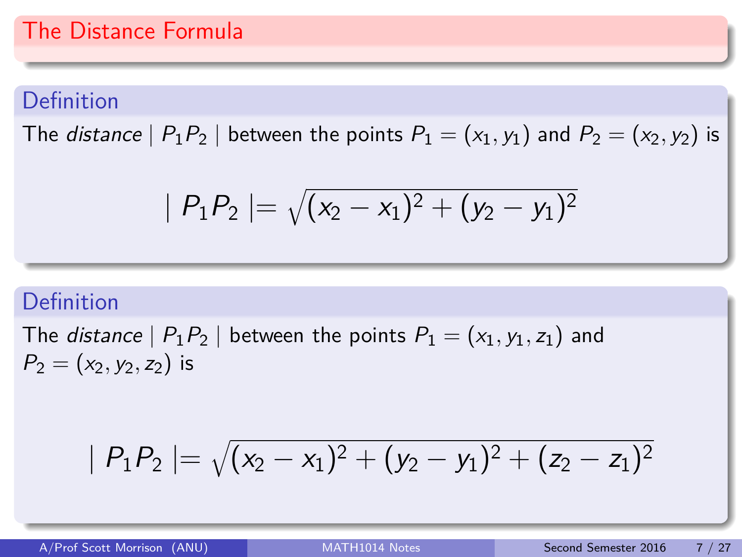# The Distance Formula

### Definition

The *distance* $| P_1 P_2 |$ between the points $P_1 = (x_1, y_1)$ and $P_2 = (x_2, y_2)$ is

$$| P_1 P_2 | = \sqrt{(x_2 - x_1)^2 + (y_2 - y_1)^2}$$

### Definition

The *distance* $| P_1 P_2 |$ between the points $P_1 = (x_1, y_1, z_1)$ and $P_2 = (x_2, y_2, z_2)$ is

$$| P_1 P_2 | = \sqrt{(x_2 - x_1)^2 + (y_2 - y_1)^2 + (z_2 - z_1)^2}$$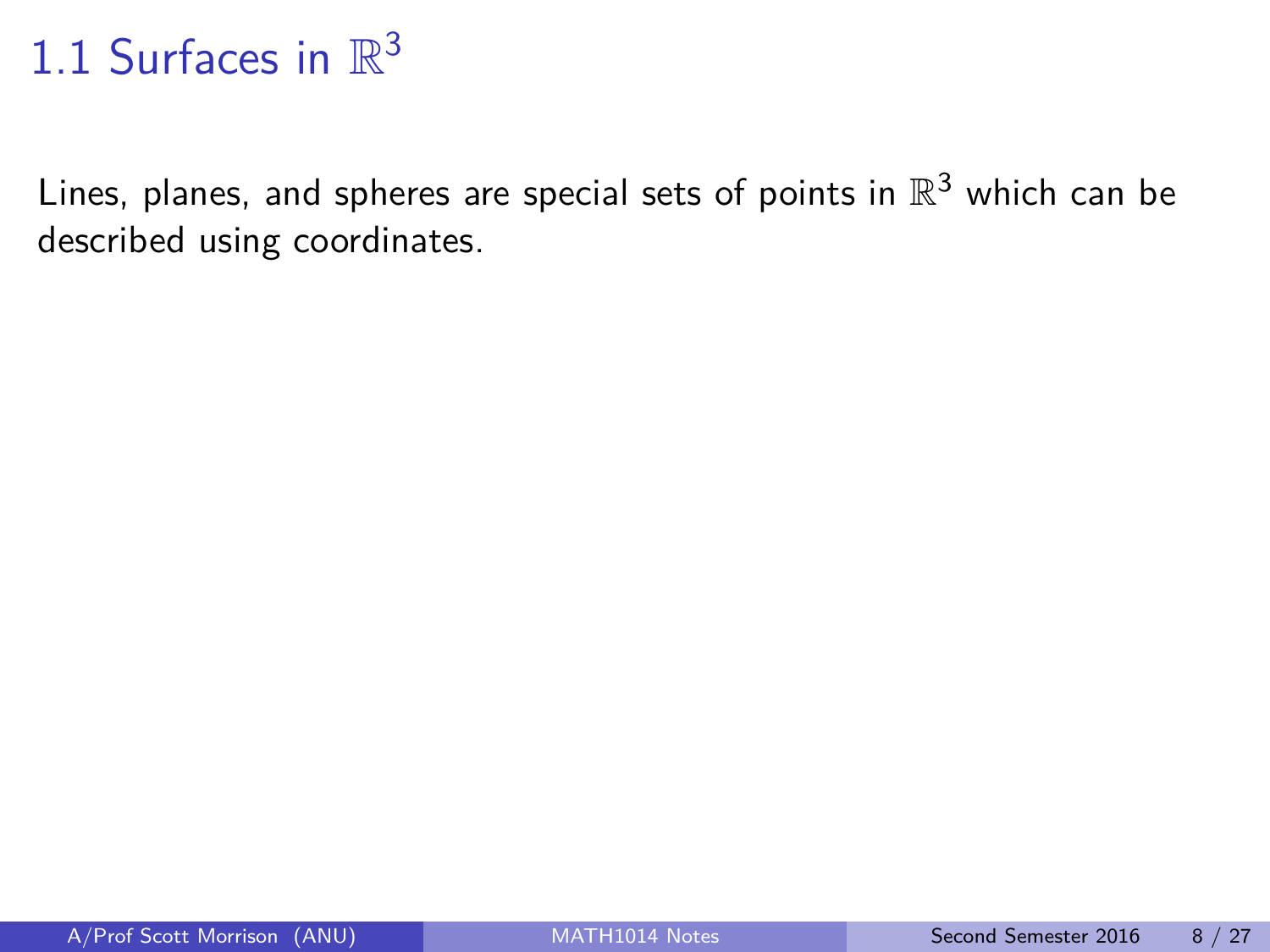# 1.1 Surfaces in $\mathbb{R}^3$

Lines, planes, and spheres are special sets of points in $\mathbb{R}^3$ which can be described using coordinates.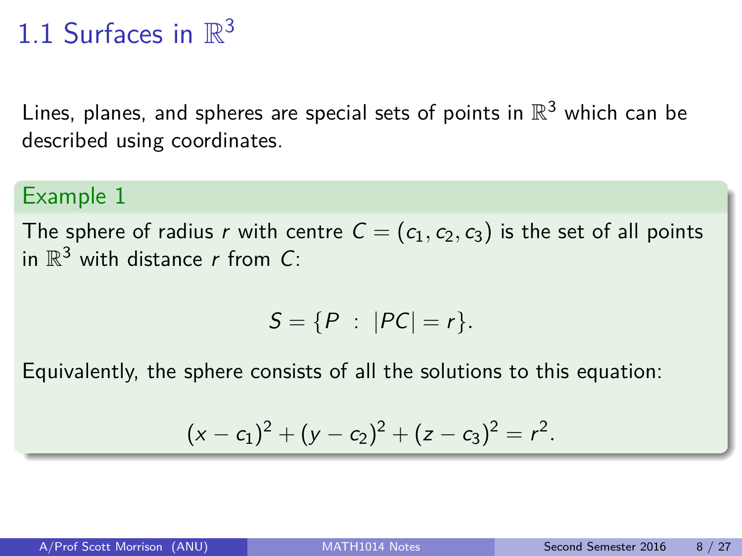# 1.1 Surfaces in $\mathbb{R}^3$

Lines, planes, and spheres are special sets of points in $\mathbb{R}^3$ which can be described using coordinates.

### Example 1

The sphere of radius $r$ with centre $C = (c_1, c_2, c_3)$ is the set of all points in $\mathbb{R}^3$ with distance $r$ from $C$:

$$S = \{P \ : \ |PC| = r\}.$$

Equivalently, the sphere consists of all the solutions to this equation:

$$(x - c_1)^2 + (y - c_2)^2 + (z - c_3)^2 = r^2.$$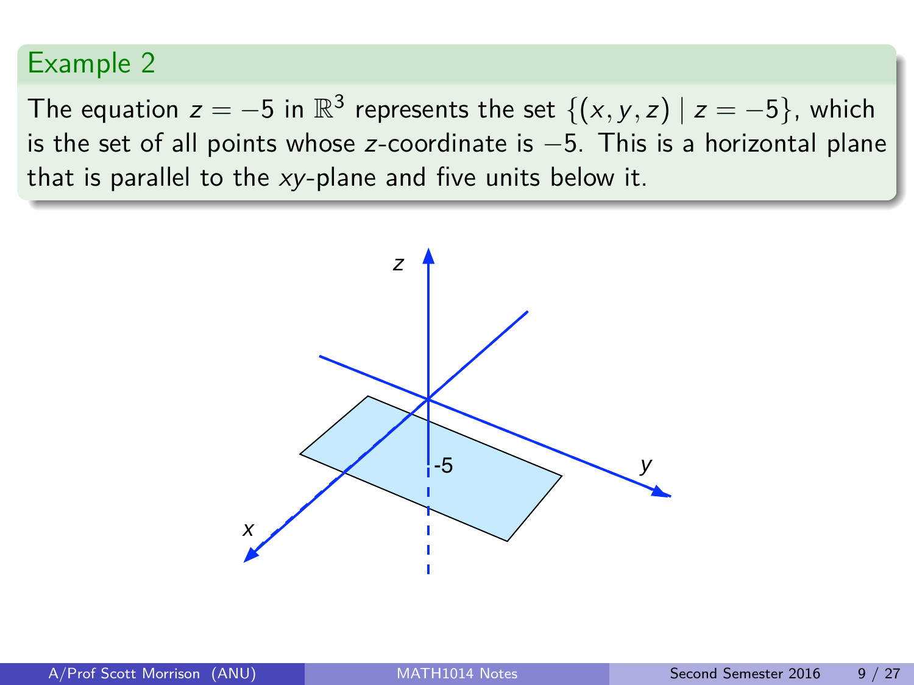## Example 2

The equation $z = -5$ in $\mathbb{R}^3$ represents the set $\{(x, y, z) \mid z = -5\}$, which is the set of all points whose $z$-coordinate is $-5$. This is a horizontal plane that is parallel to the $xy$-plane and five units below it.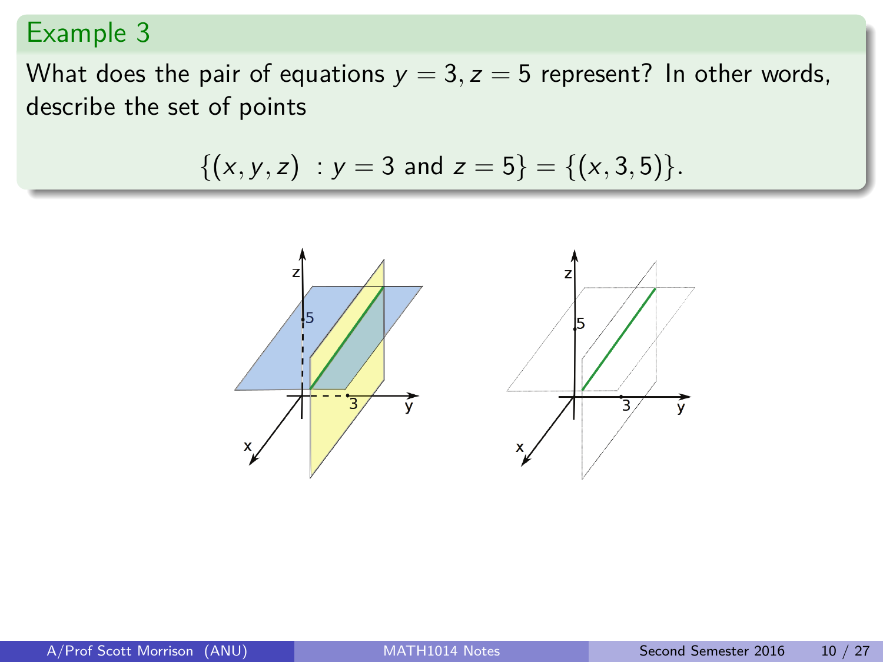## Example 3

What does the pair of equations $y = 3, z = 5$ represent? In other words, describe the set of points

$$\{(x, y, z) \ : y = 3 \text{ and } z = 5\} = \{(x, 3, 5)\}.$$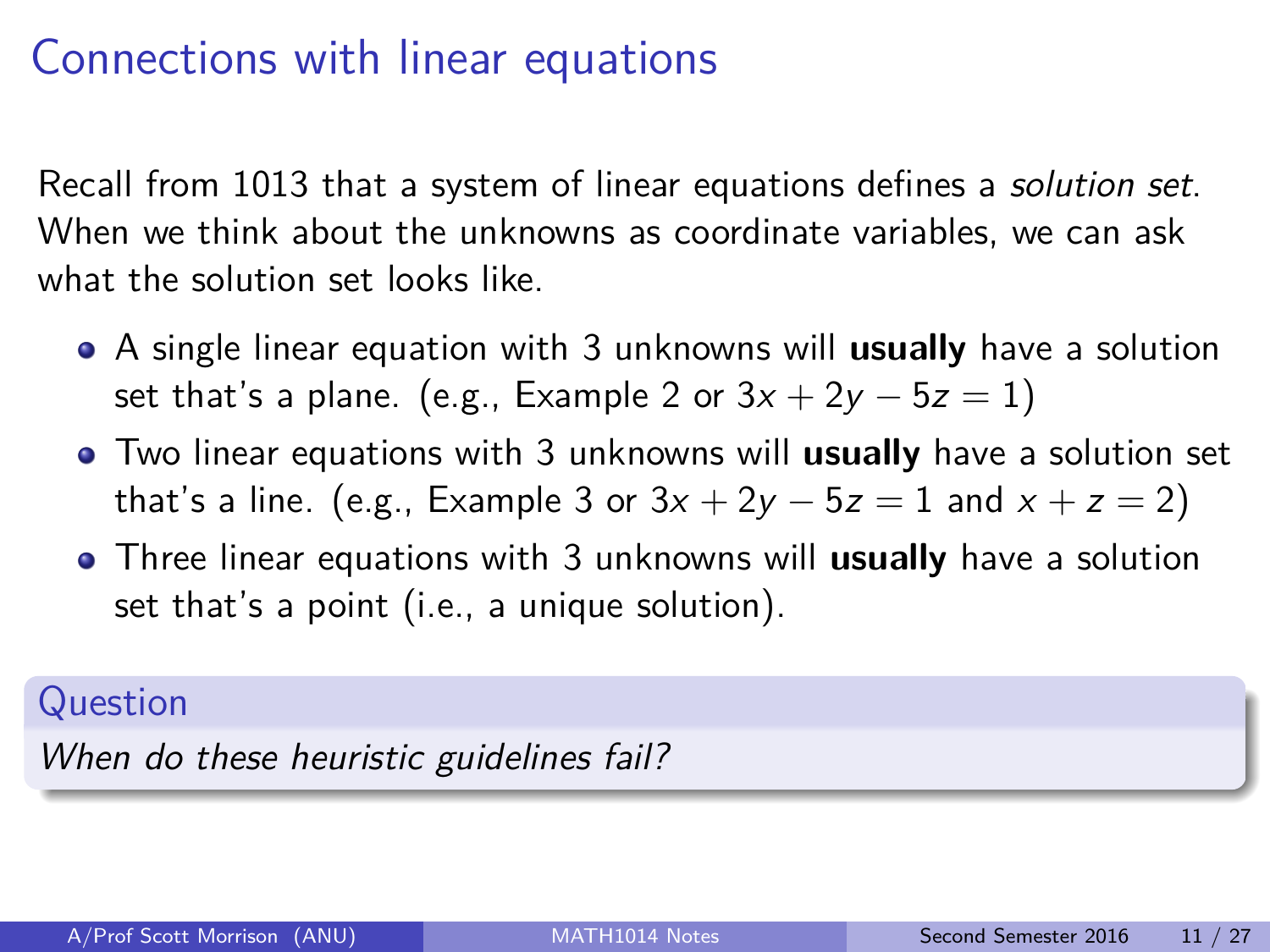# Connections with linear equations

Recall from 1013 that a system of linear equations defines a *solution set*. When we think about the unknowns as coordinate variables, we can ask what the solution set looks like.

- A single linear equation with 3 unknowns will **usually** have a solution set that's a plane. (e.g., Example 2 or $3x + 2y - 5z = 1$)
- Two linear equations with 3 unknowns will **usually** have a solution set that's a line. (e.g., Example 3 or $3x + 2y - 5z = 1$ and $x + z = 2$)
- Three linear equations with 3 unknowns will **usually** have a solution set that's a point (i.e., a unique solution).

**Question**

*When do these heuristic guidelines fail?*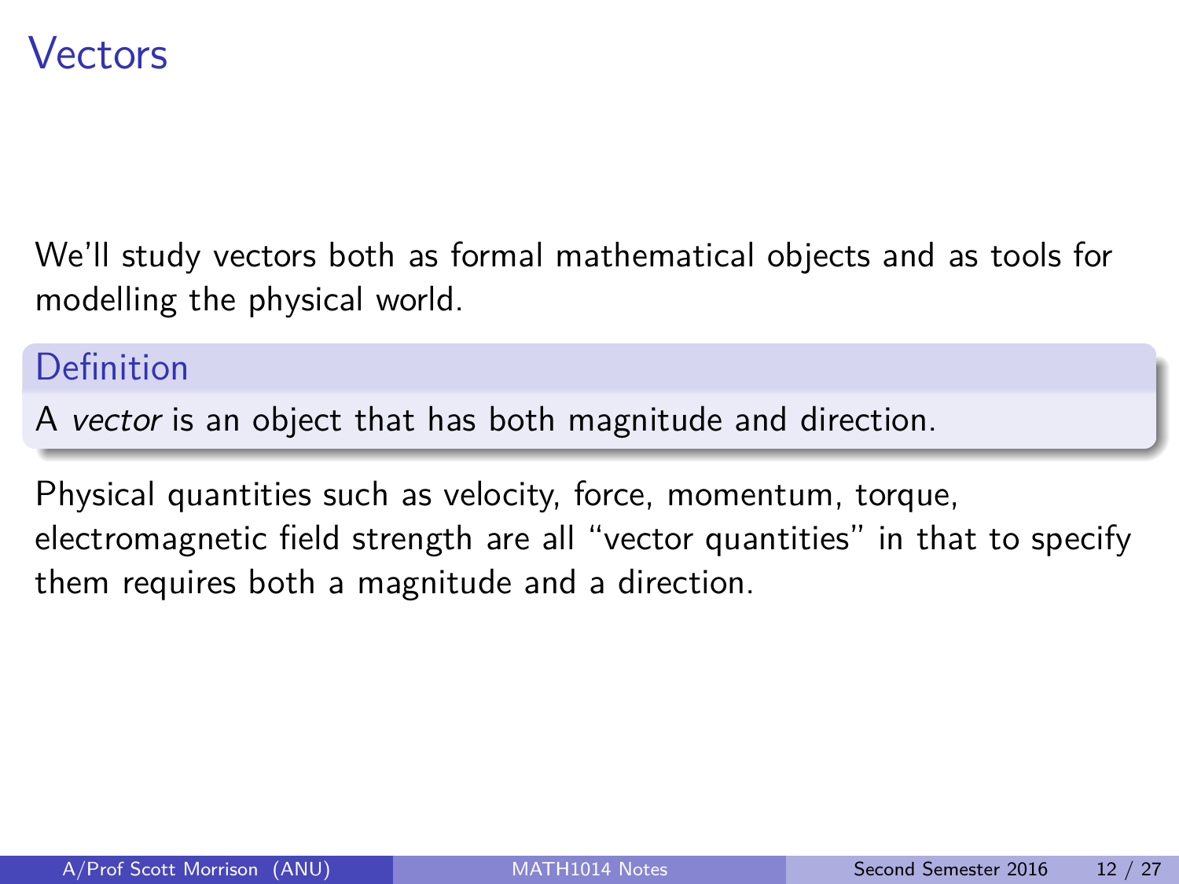# Vectors

We'll study vectors both as formal mathematical objects and as tools for modelling the physical world.

**Definition**

A *vector* is an object that has both magnitude and direction.

Physical quantities such as velocity, force, momentum, torque, electromagnetic field strength are all "vector quantities" in that to specify them requires both a magnitude and a direction.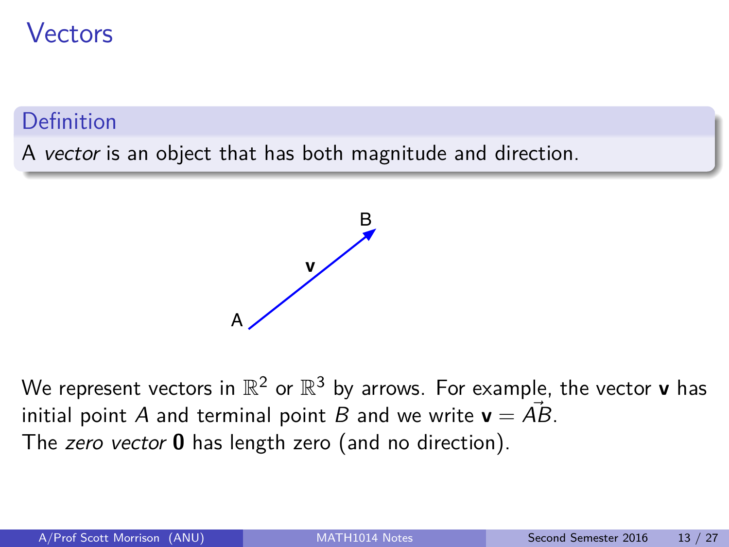# Vectors

**Definition**

A *vector* is an object that has both magnitude and direction.

We represent vectors in $\mathbb{R}^2$ or $\mathbb{R}^3$ by arrows. For example, the vector $\mathbf{v}$ has initial point $A$ and terminal point $B$ and we write $\mathbf{v} = \vec{AB}$.

The *zero vector* $\mathbf{0}$ has length zero (and no direction).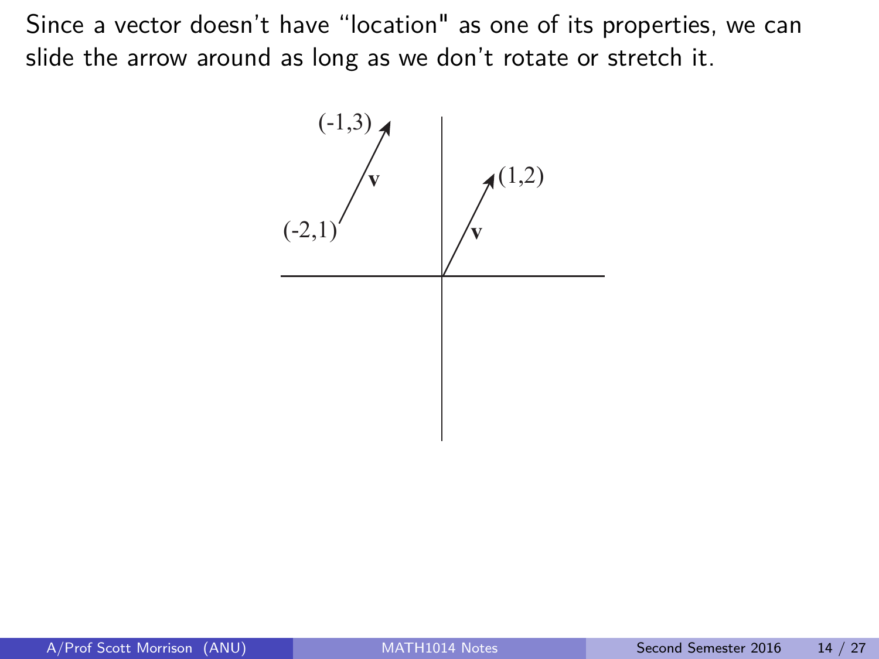Since a vector doesn't have "location" as one of its properties, we can slide the arrow around as long as we don't rotate or stretch it.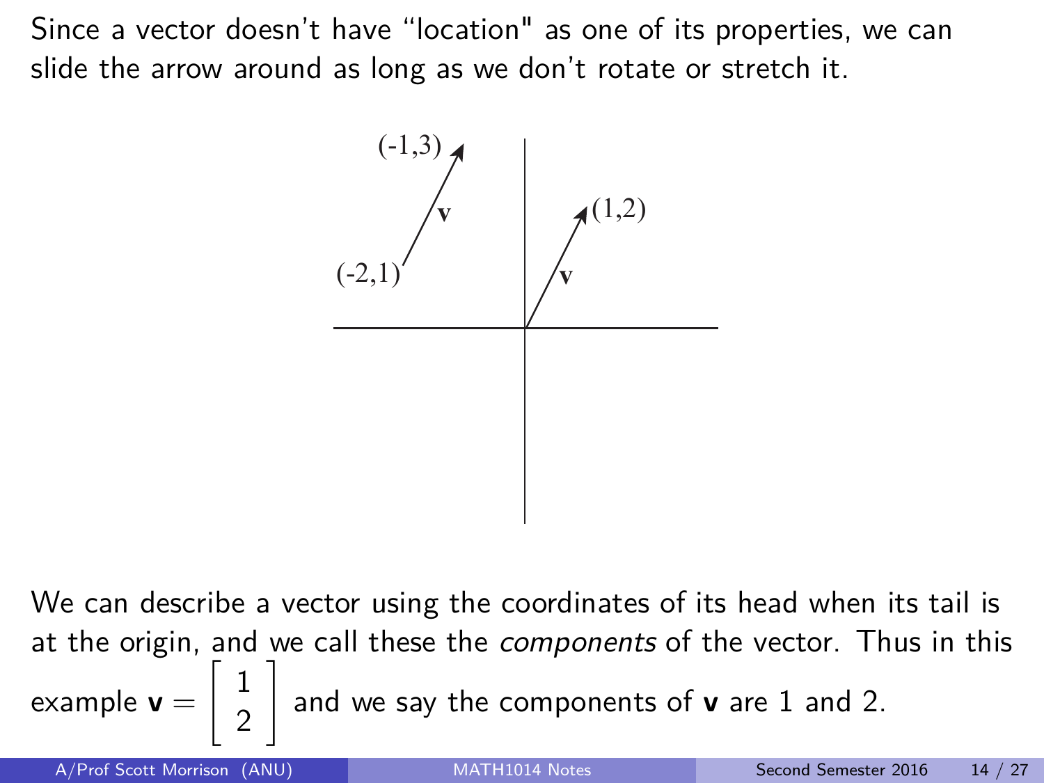Since a vector doesn't have "location" as one of its properties, we can slide the arrow around as long as we don't rotate or stretch it.

We can describe a vector using the coordinates of its head when its tail is at the origin, and we call these the *components* of the vector. Thus in this example $\mathbf{v} = \begin{bmatrix} 1 \\ 2 \end{bmatrix}$ and we say the components of $\mathbf{v}$ are 1 and 2.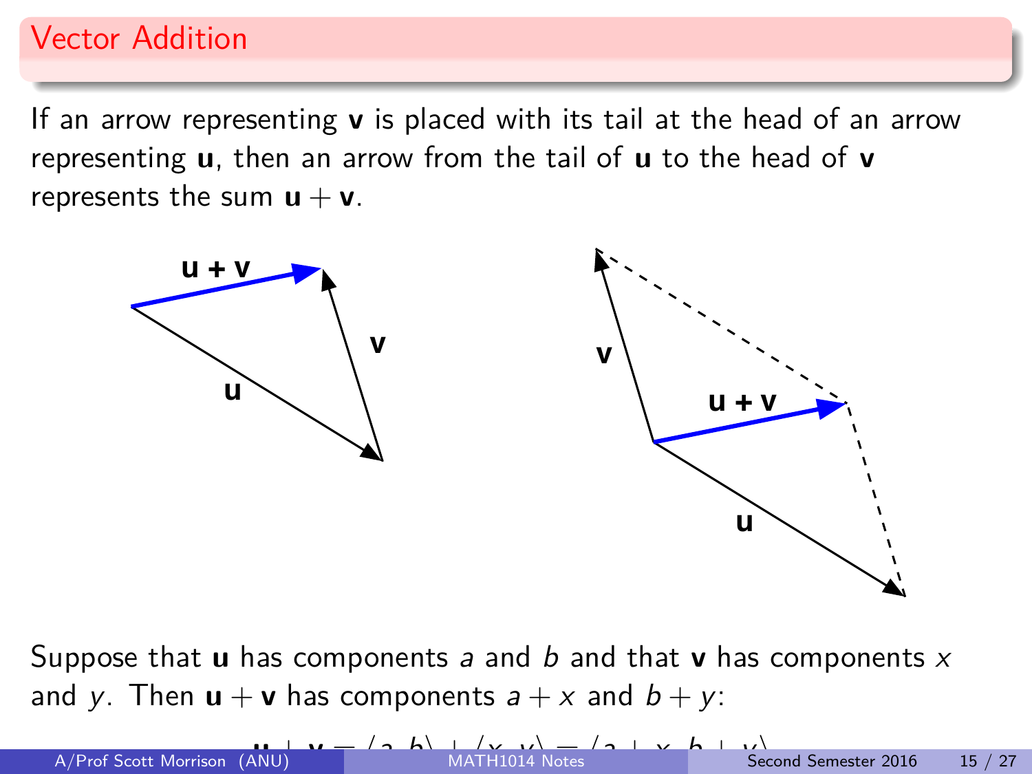## Vector Addition

If an arrow representing **v** is placed with its tail at the head of an arrow representing **u**, then an arrow from the tail of **u** to the head of **v** represents the sum $\mathbf{u} + \mathbf{v}$.

Suppose that **u** has components $a$ and $b$ and that **v** has components $x$ and $y$. Then $\mathbf{u} + \mathbf{v}$ has components $a + x$ and $b + y$:

$$\mathbf{u} + \mathbf{v} = \langle a, b \rangle + \langle x, y \rangle = \langle a + x, b + y \rangle$$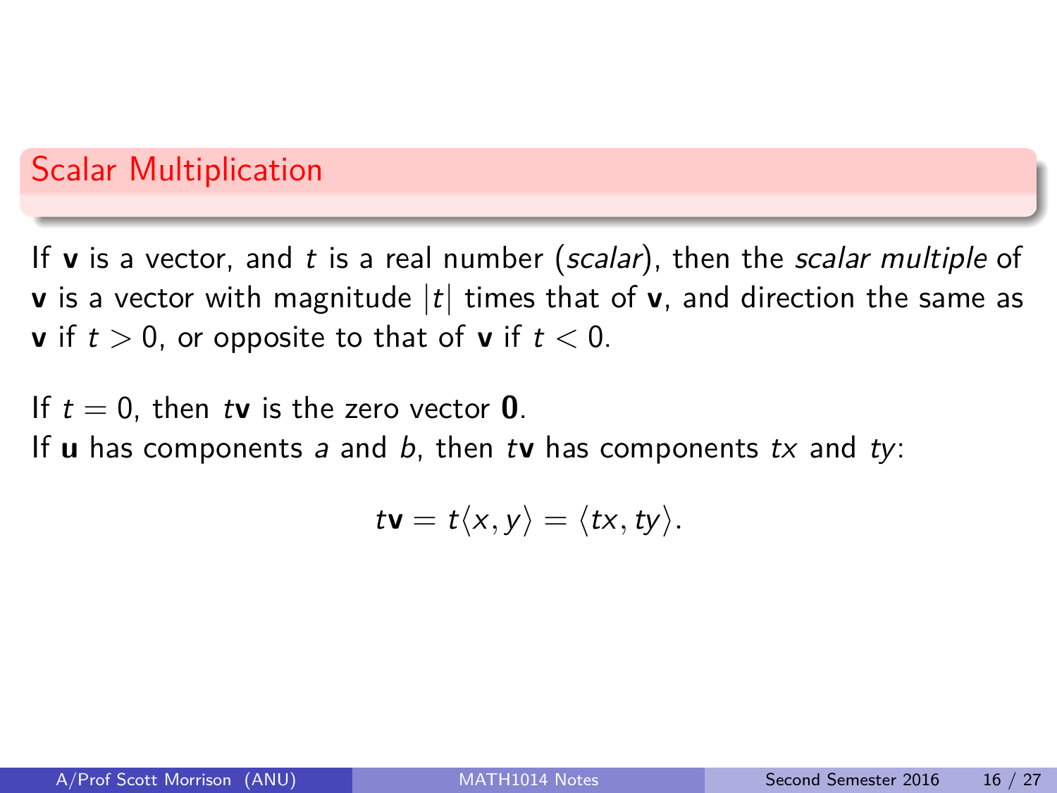## Scalar Multiplication

If **v** is a vector, and $t$ is a real number (*scalar*), then the *scalar multiple* of **v** is a vector with magnitude $|t|$ times that of **v**, and direction the same as **v** if $t > 0$, or opposite to that of **v** if $t < 0$.

If $t = 0$, then $t\mathbf{v}$ is the zero vector $\mathbf{0}$.
If **u** has components $a$ and $b$, then $t\mathbf{v}$ has components $tx$ and $ty$:

$$t\mathbf{v} = t\langle x, y\rangle = \langle tx, ty\rangle.$$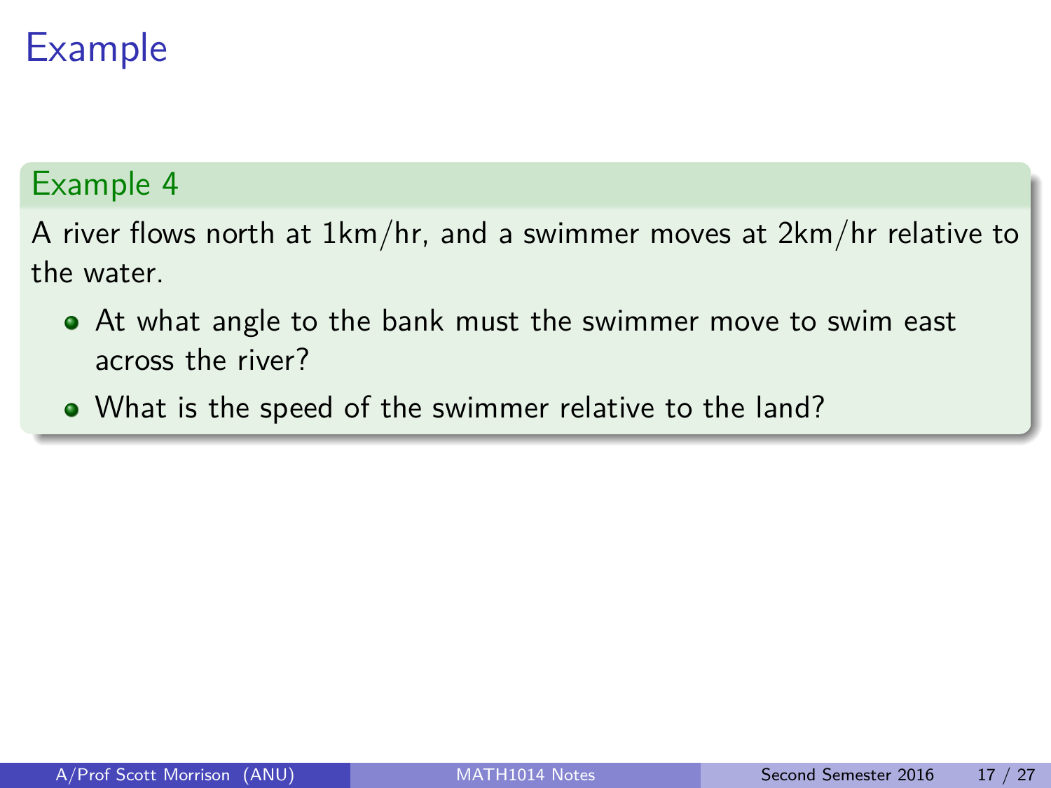# Example

## Example 4

A river flows north at 1km/hr, and a swimmer moves at 2km/hr relative to the water.

- At what angle to the bank must the swimmer move to swim east across the river?
- What is the speed of the swimmer relative to the land?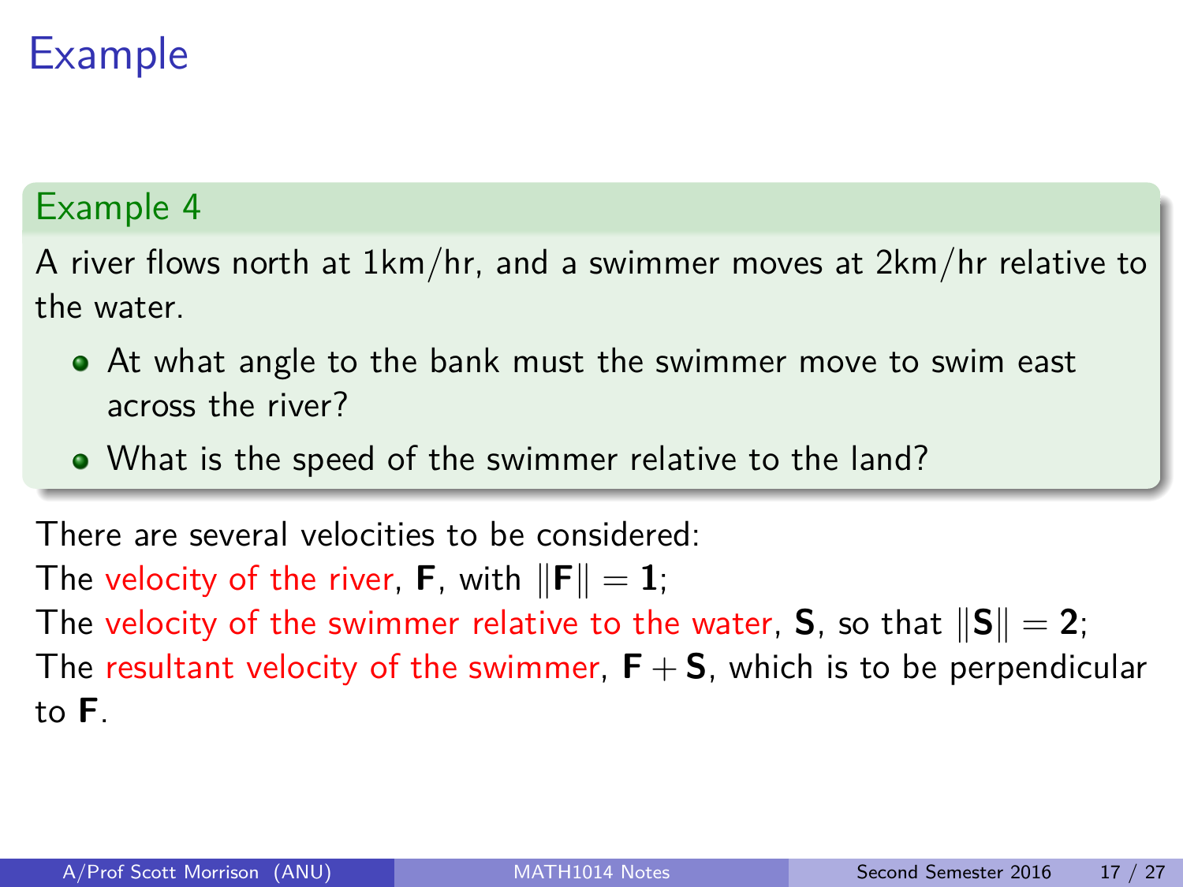# Example

## Example 4

A river flows north at 1km/hr, and a swimmer moves at 2km/hr relative to the water.

- At what angle to the bank must the swimmer move to swim east across the river?
- What is the speed of the swimmer relative to the land?

There are several velocities to be considered:
The velocity of the river, $\mathbf{F}$, with $\|\mathbf{F}\| = \mathbf{1}$;
The velocity of the swimmer relative to the water, $\mathbf{S}$, so that $\|\mathbf{S}\| = \mathbf{2}$;
The resultant velocity of the swimmer, $\mathbf{F} + \mathbf{S}$, which is to be perpendicular to $\mathbf{F}$.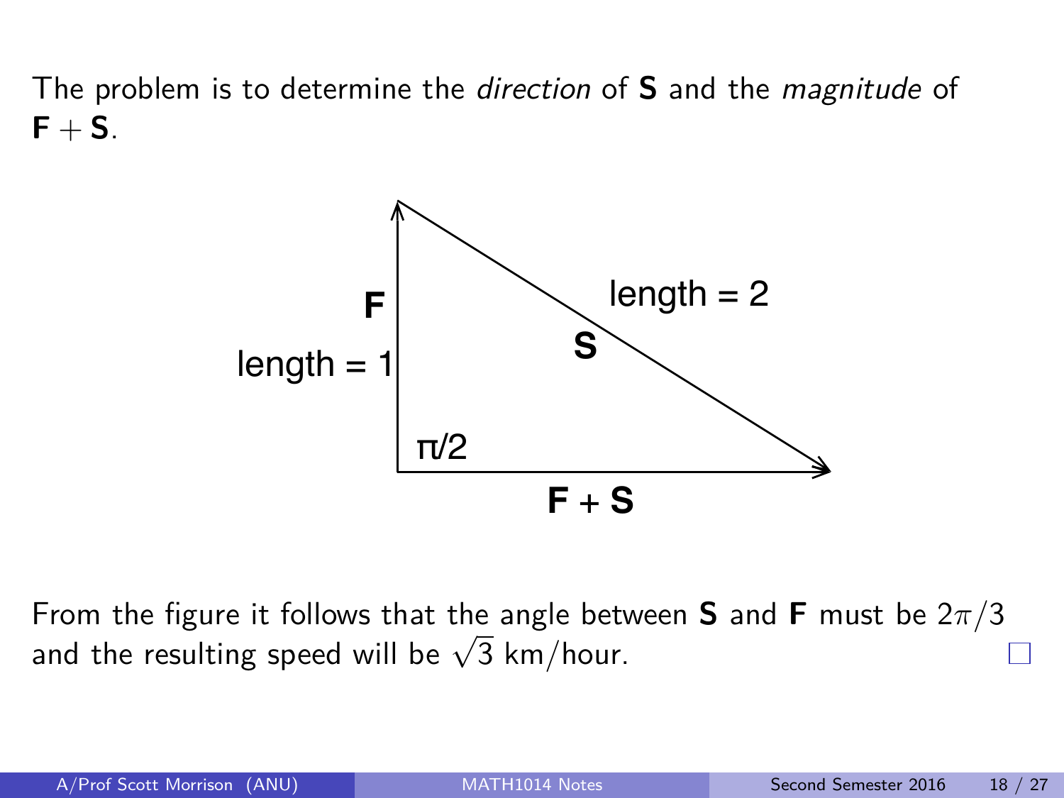The problem is to determine the *direction* of **S** and the *magnitude* of **F** + **S**.

From the figure it follows that the angle between **S** and **F** must be $2\pi/3$ and the resulting speed will be $\sqrt{3}$ km/hour. □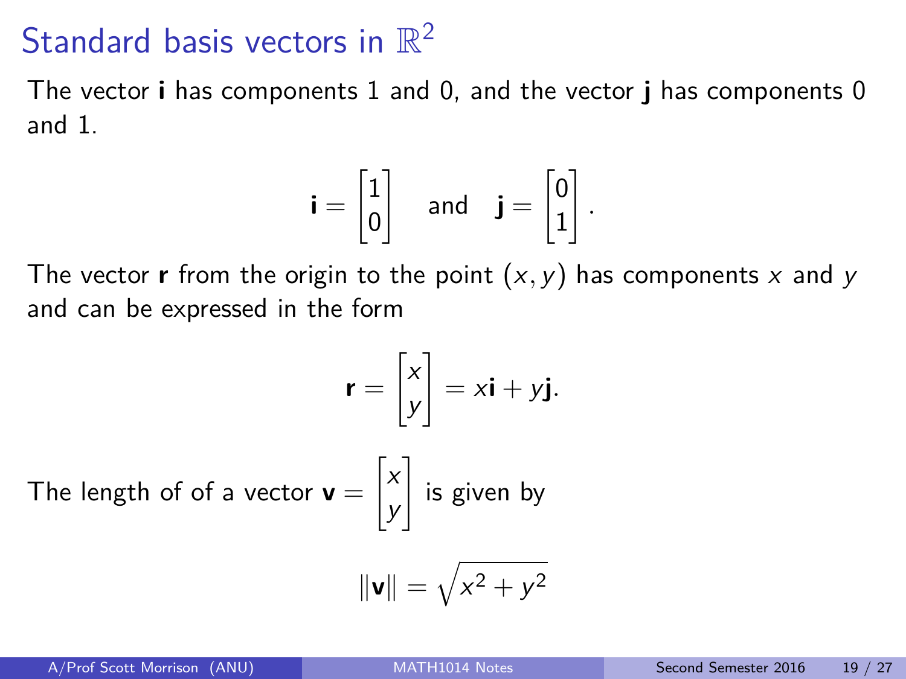# Standard basis vectors in $\mathbb{R}^2$

The vector $\mathbf{i}$ has components 1 and 0, and the vector $\mathbf{j}$ has components 0 and 1.

$$\mathbf{i} = \begin{bmatrix} 1 \\ 0 \end{bmatrix} \quad \text{and} \quad \mathbf{j} = \begin{bmatrix} 0 \\ 1 \end{bmatrix}.$$

The vector $\mathbf{r}$ from the origin to the point $(x, y)$ has components $x$ and $y$ and can be expressed in the form

$$\mathbf{r} = \begin{bmatrix} x \\ y \end{bmatrix} = x\mathbf{i} + y\mathbf{j}.$$

The length of of a vector $\mathbf{v} = \begin{bmatrix} x \\ y \end{bmatrix}$ is given by

$$\|\mathbf{v}\| = \sqrt{x^2 + y^2}$$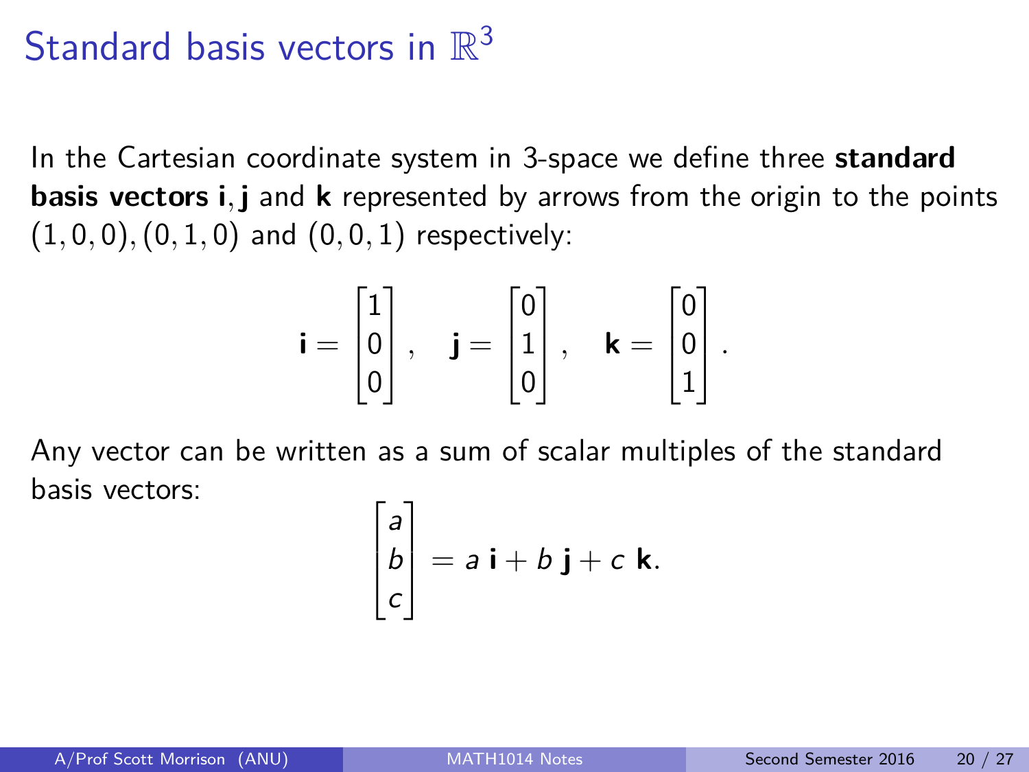# Standard basis vectors in $\mathbb{R}^3$

In the Cartesian coordinate system in 3-space we define three **standard basis vectors $\mathbf{i}, \mathbf{j}$** and **$\mathbf{k}$** represented by arrows from the origin to the points $(1, 0, 0), (0, 1, 0)$ and $(0, 0, 1)$ respectively:

$$\mathbf{i} = \begin{bmatrix} 1 \\ 0 \\ 0 \end{bmatrix}, \quad \mathbf{j} = \begin{bmatrix} 0 \\ 1 \\ 0 \end{bmatrix}, \quad \mathbf{k} = \begin{bmatrix} 0 \\ 0 \\ 1 \end{bmatrix}.$$

Any vector can be written as a sum of scalar multiples of the standard basis vectors:

$$\begin{bmatrix} a \\ b \\ c \end{bmatrix} = a\,\mathbf{i} + b\,\mathbf{j} + c\,\mathbf{k}.$$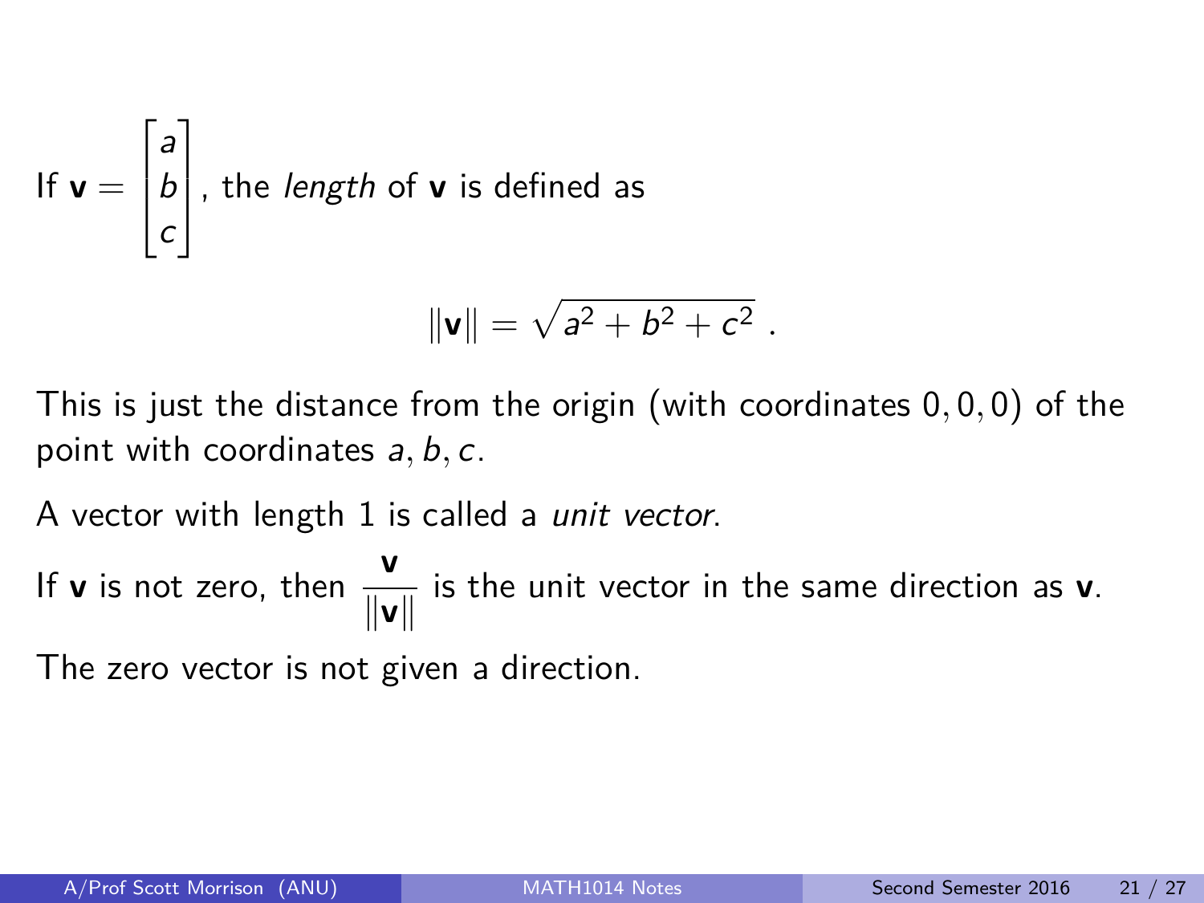If $\mathbf{v} = \begin{bmatrix} a \\ b \\ c \end{bmatrix}$, the *length* of $\mathbf{v}$ is defined as

$$\|\mathbf{v}\| = \sqrt{a^2 + b^2 + c^2} \; .$$

This is just the distance from the origin (with coordinates $0, 0, 0$) of the point with coordinates $a, b, c$.

A vector with length 1 is called a *unit vector*.

If $\mathbf{v}$ is not zero, then $\dfrac{\mathbf{v}}{\|\mathbf{v}\|}$ is the unit vector in the same direction as $\mathbf{v}$.

The zero vector is not given a direction.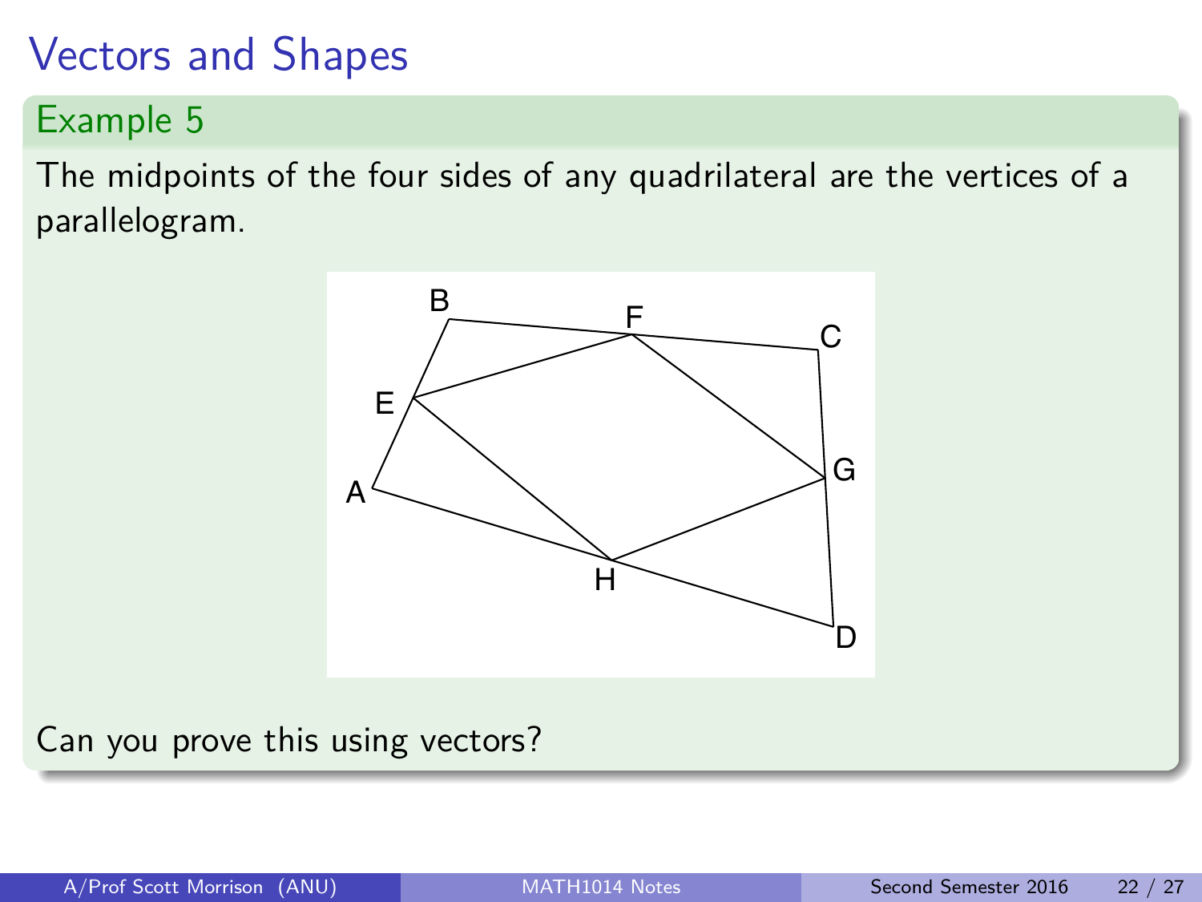# Vectors and Shapes

## Example 5

The midpoints of the four sides of any quadrilateral are the vertices of a parallelogram.

Can you prove this using vectors?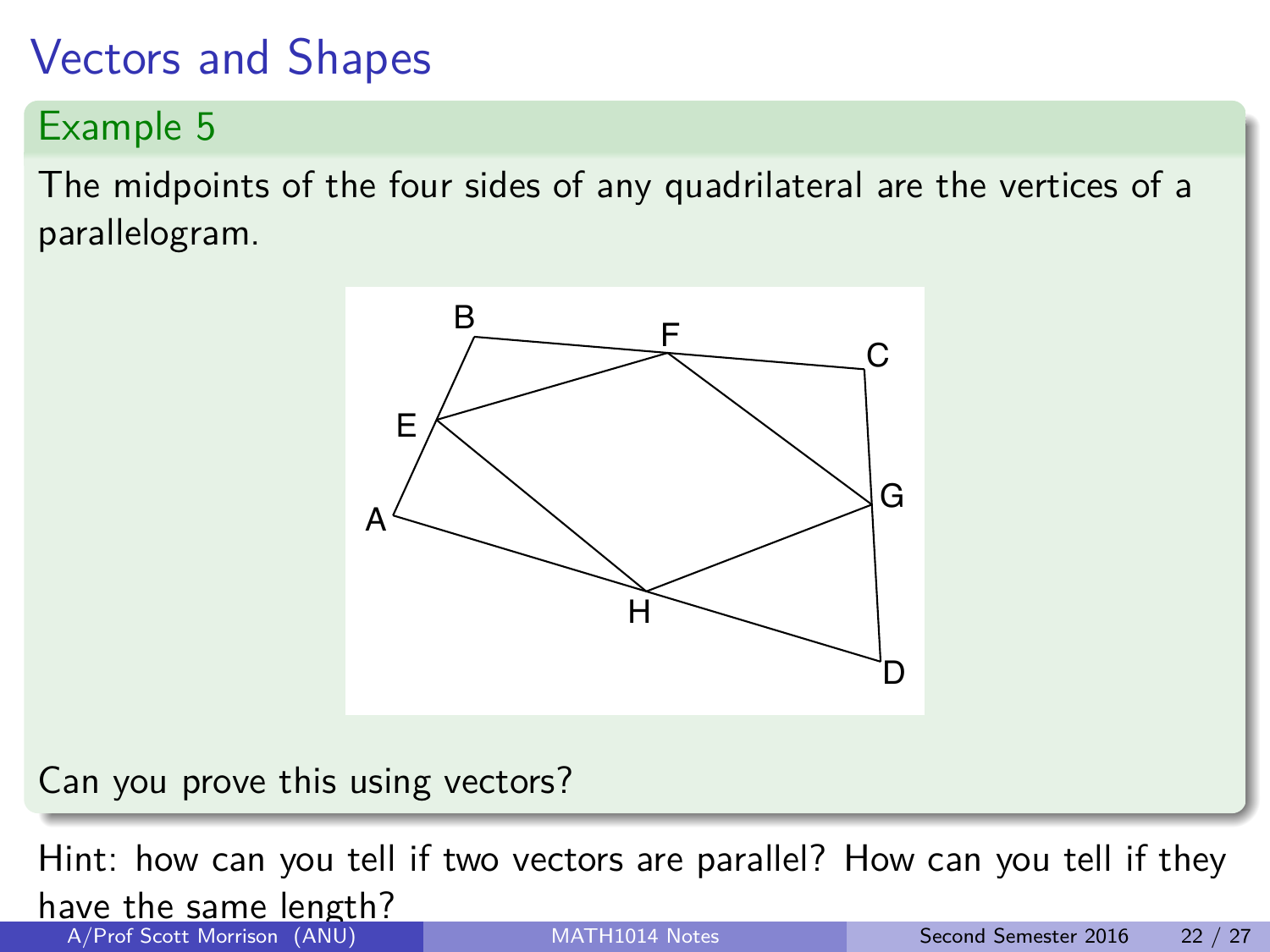# Vectors and Shapes

## Example 5

The midpoints of the four sides of any quadrilateral are the vertices of a parallelogram.

Can you prove this using vectors?

Hint: how can you tell if two vectors are parallel? How can you tell if they have the same length?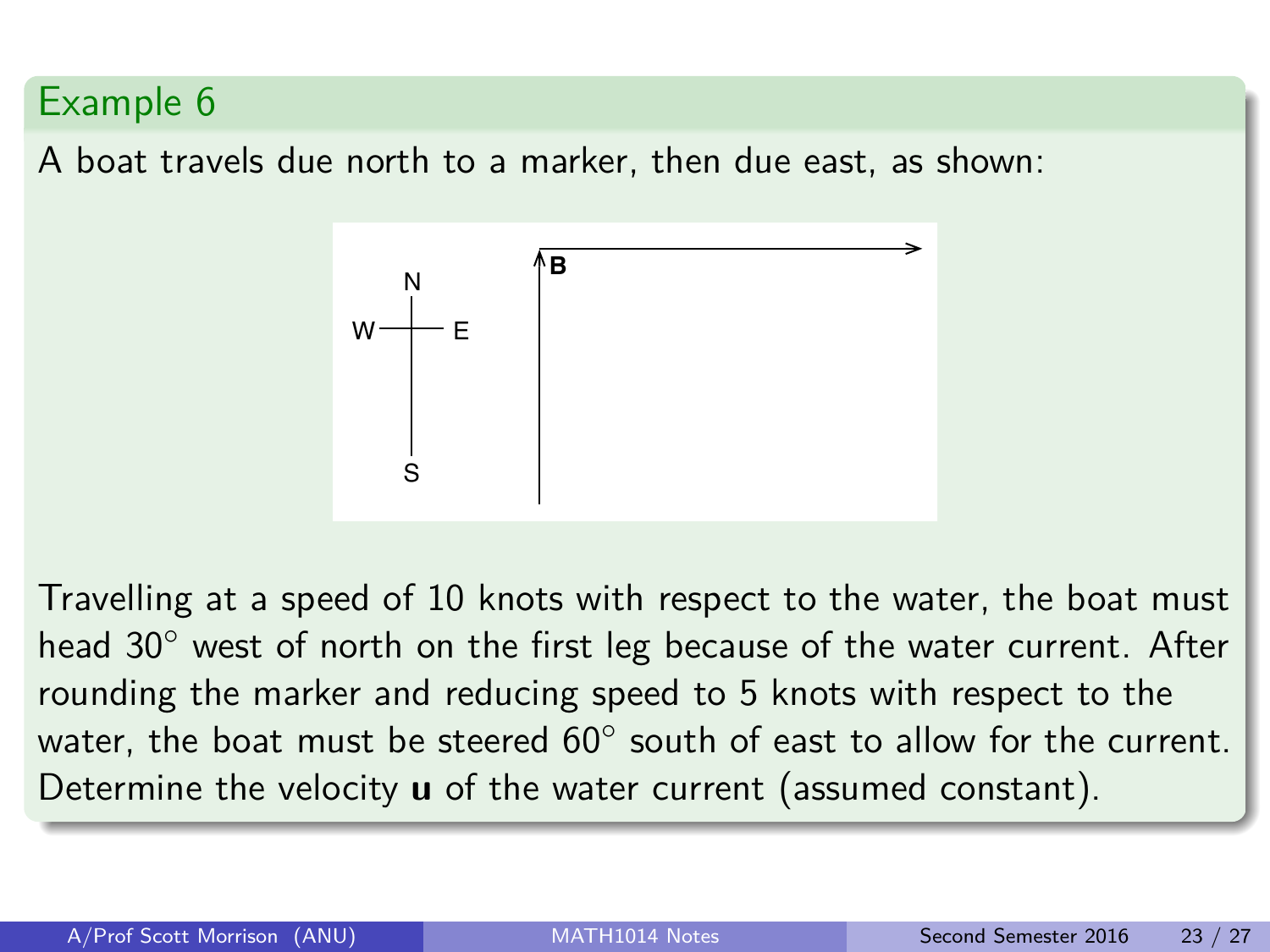## Example 6

A boat travels due north to a marker, then due east, as shown:

Travelling at a speed of 10 knots with respect to the water, the boat must head $30^\circ$ west of north on the first leg because of the water current. After rounding the marker and reducing speed to 5 knots with respect to the water, the boat must be steered $60^\circ$ south of east to allow for the current. Determine the velocity $\mathbf{u}$ of the water current (assumed constant).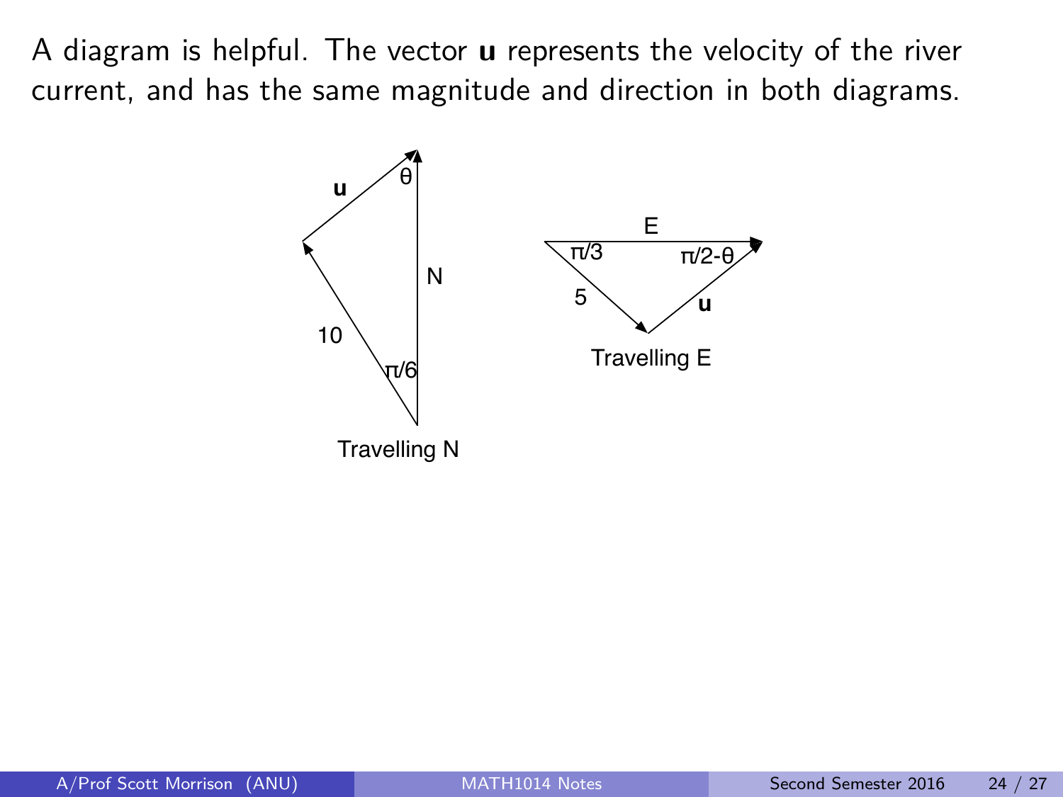A diagram is helpful. The vector **u** represents the velocity of the river current, and has the same magnitude and direction in both diagrams.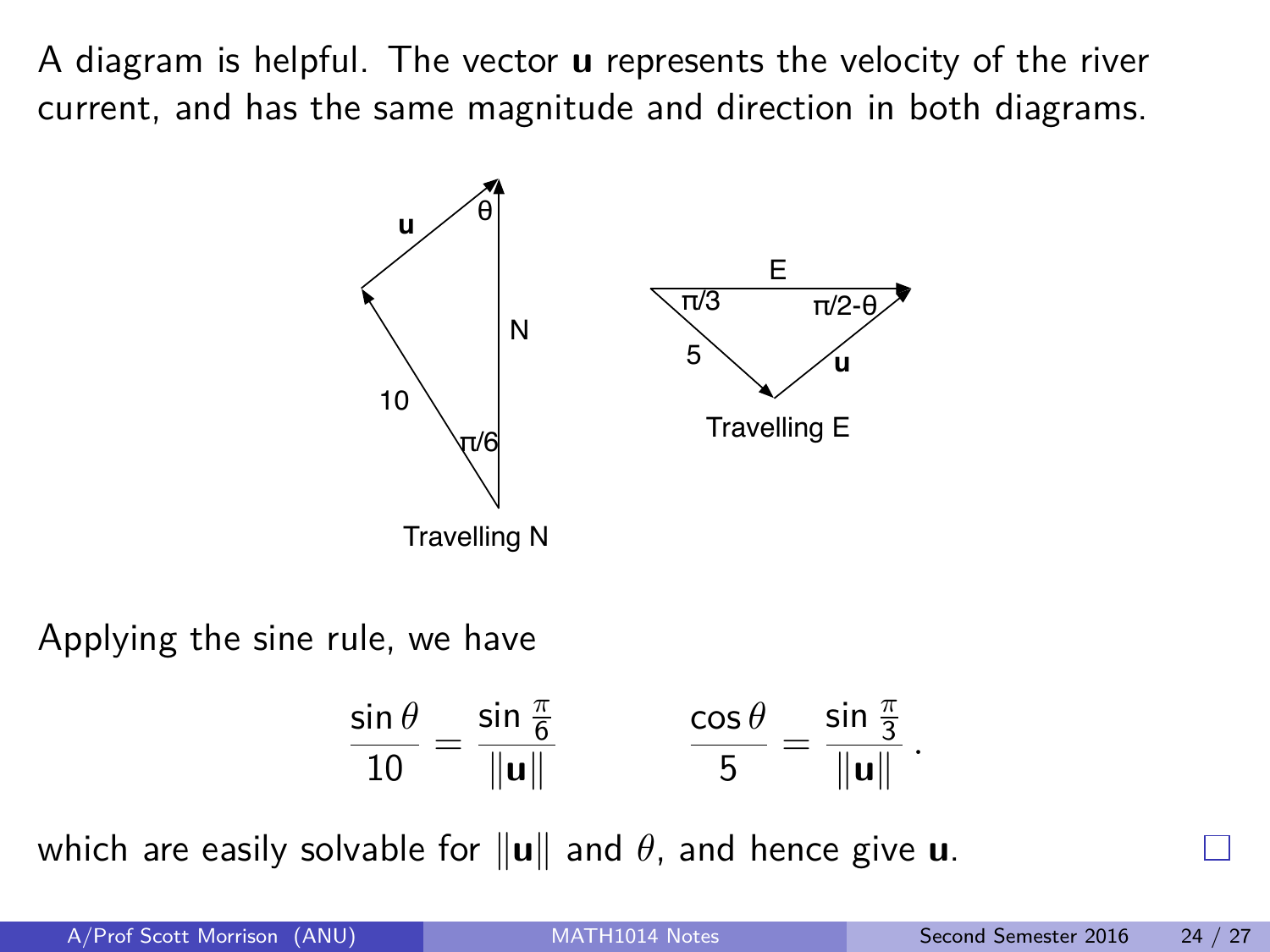A diagram is helpful. The vector **u** represents the velocity of the river current, and has the same magnitude and direction in both diagrams.

Applying the sine rule, we have

$$\frac{\sin\theta}{10} = \frac{\sin\frac{\pi}{6}}{\|\mathbf{u}\|} \qquad\qquad \frac{\cos\theta}{5} = \frac{\sin\frac{\pi}{3}}{\|\mathbf{u}\|}.$$

which are easily solvable for $\|\mathbf{u}\|$ and $\theta$, and hence give **u**. □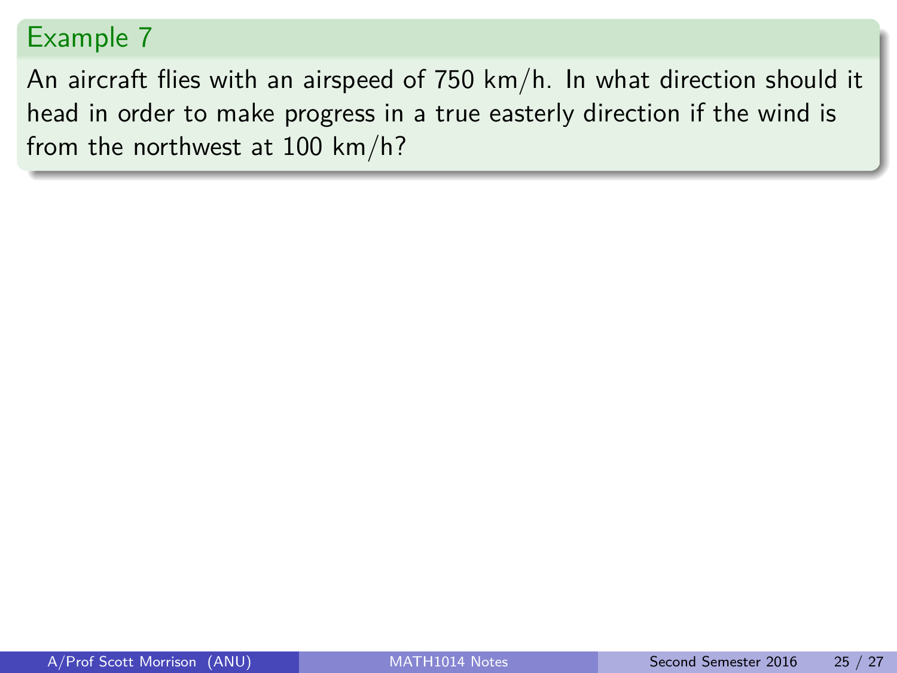## Example 7

An aircraft flies with an airspeed of 750 km/h. In what direction should it head in order to make progress in a true easterly direction if the wind is from the northwest at 100 km/h?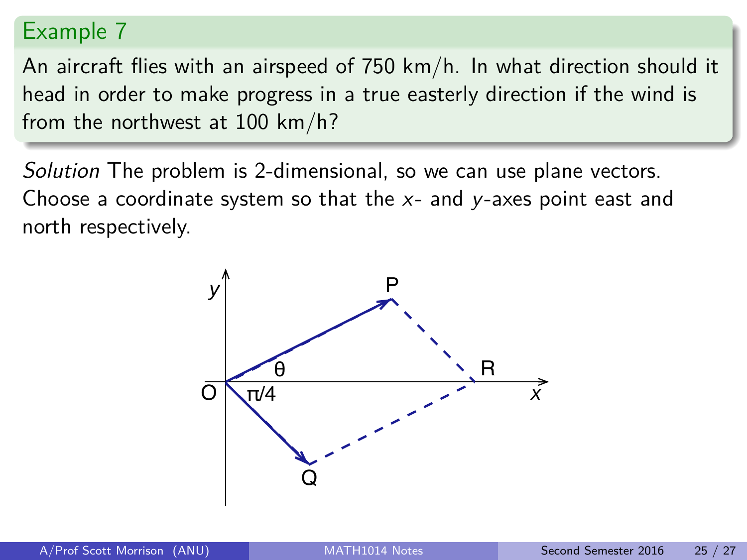## Example 7

An aircraft flies with an airspeed of 750 km/h. In what direction should it head in order to make progress in a true easterly direction if the wind is from the northwest at 100 km/h?

*Solution* The problem is 2-dimensional, so we can use plane vectors. Choose a coordinate system so that the $x$- and $y$-axes point east and north respectively.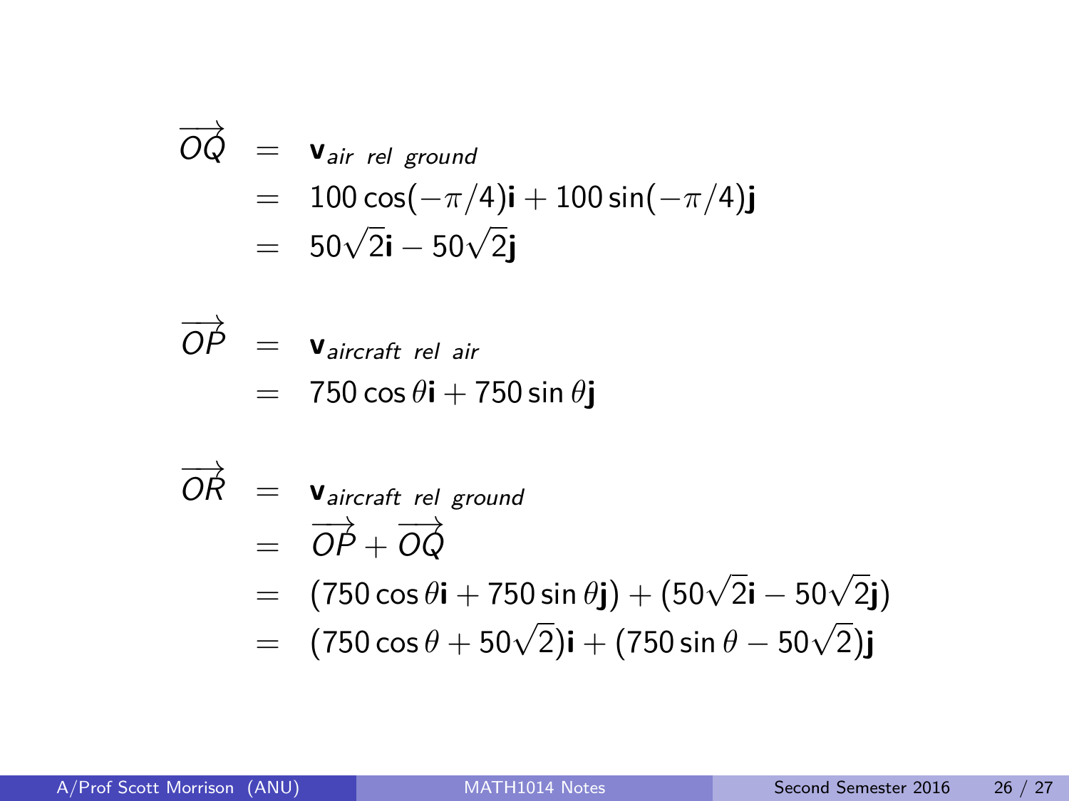$$
\begin{aligned}
\overrightarrow{OQ} &= \mathbf{v}_{air\ rel\ ground} \\
&= 100\cos(-\pi/4)\mathbf{i} + 100\sin(-\pi/4)\mathbf{j} \\
&= 50\sqrt{2}\mathbf{i} - 50\sqrt{2}\mathbf{j}
\end{aligned}
$$

$$
\begin{aligned}
\overrightarrow{OP} &= \mathbf{v}_{aircraft\ rel\ air} \\
&= 750\cos\theta\mathbf{i} + 750\sin\theta\mathbf{j}
\end{aligned}
$$

$$
\begin{aligned}
\overrightarrow{OR} &= \mathbf{v}_{aircraft\ rel\ ground} \\
&= \overrightarrow{OP} + \overrightarrow{OQ} \\
&= (750\cos\theta\mathbf{i} + 750\sin\theta\mathbf{j}) + (50\sqrt{2}\mathbf{i} - 50\sqrt{2}\mathbf{j}) \\
&= (750\cos\theta + 50\sqrt{2})\mathbf{i} + (750\sin\theta - 50\sqrt{2})\mathbf{j}
\end{aligned}
$$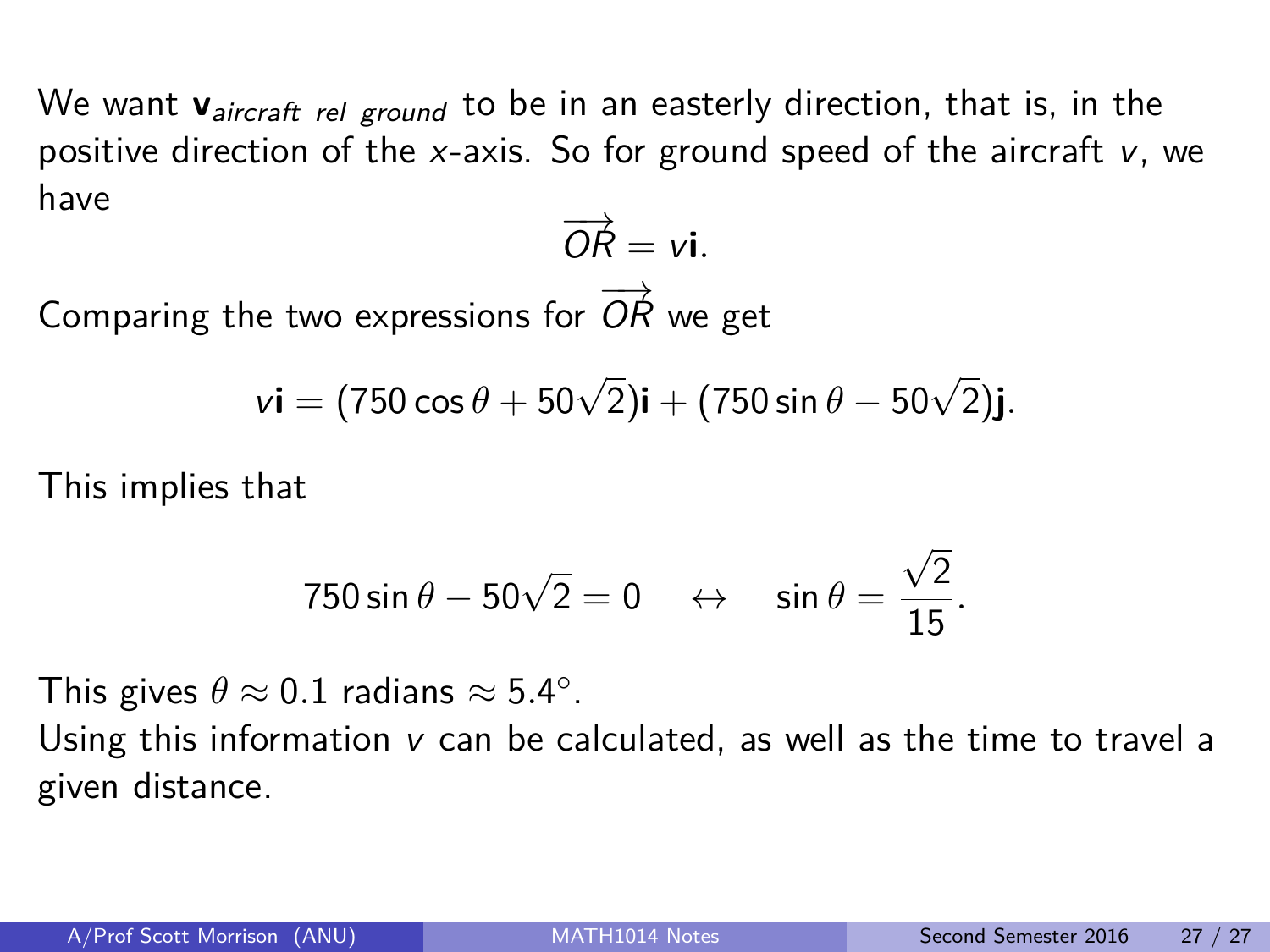We want $\mathbf{v}_{aircraft\ rel\ ground}$ to be in an easterly direction, that is, in the positive direction of the $x$-axis. So for ground speed of the aircraft $v$, we have

$$\overrightarrow{OR} = v\mathbf{i}.$$

Comparing the two expressions for $\overrightarrow{OR}$ we get

$$v\mathbf{i} = (750\cos\theta + 50\sqrt{2})\mathbf{i} + (750\sin\theta - 50\sqrt{2})\mathbf{j}.$$

This implies that

$$750\sin\theta - 50\sqrt{2} = 0 \quad \leftrightarrow \quad \sin\theta = \frac{\sqrt{2}}{15}.$$

This gives $\theta \approx 0.1$ radians $\approx 5.4^\circ$.
Using this information $v$ can be calculated, as well as the time to travel a given distance.